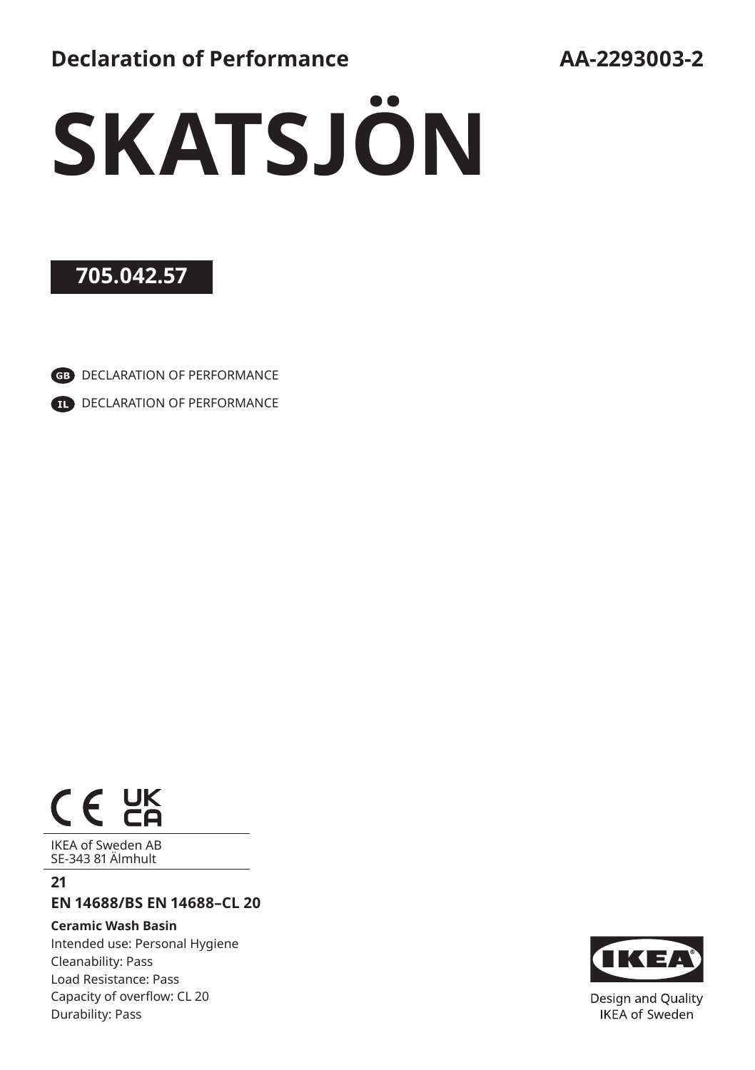**Declaration of Performance** **AA-2293003-2**

# SKATSJÖN

**705.042.57**

GB DECLARATION OF PERFORMANCE

IL DECLARATION OF PERFORMANCE

CE UKCA

IKEA of Sweden AB
SE-343 81 Älmhult

**21**

**EN 14688/BS EN 14688–CL 20**

**Ceramic Wash Basin**

Intended use: Personal Hygiene
Cleanability: Pass
Load Resistance: Pass
Capacity of overflow: CL 20
Durability: Pass

IKEA

Design and Quality
IKEA of Sweden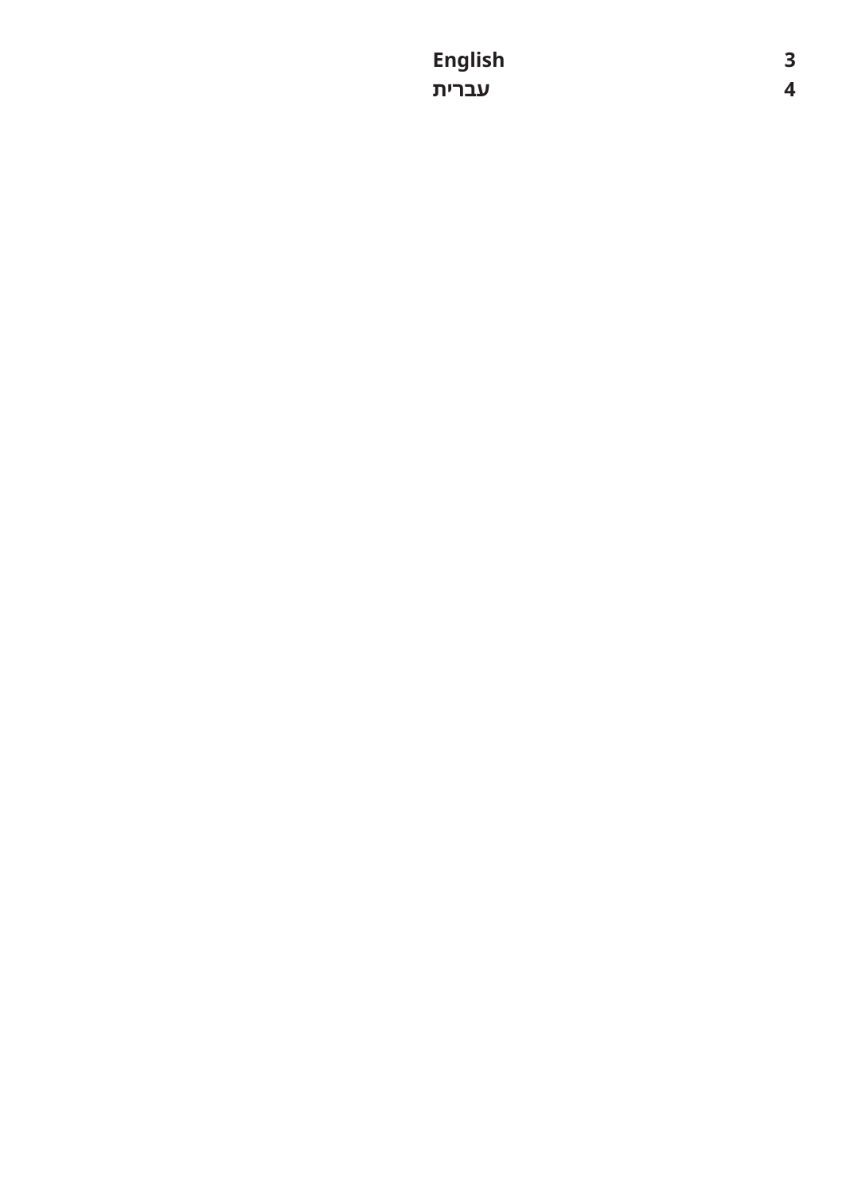| | |
|---|---|
| **English** | **3** |
| **עברית** | **4** |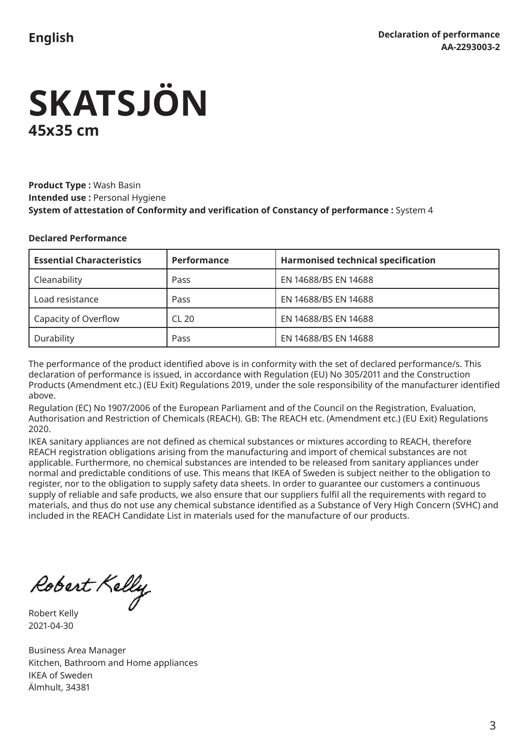English

**Declaration of performance**
**AA-2293003-2**

# SKATSJÖN

## 45x35 cm

**Product Type :** Wash Basin
**Intended use :** Personal Hygiene
**System of attestation of Conformity and verification of Constancy of performance :** System 4

**Declared Performance**

| Essential Characteristics | Performance | Harmonised technical specification |
|---|---|---|
| Cleanability | Pass | EN 14688/BS EN 14688 |
| Load resistance | Pass | EN 14688/BS EN 14688 |
| Capacity of Overflow | CL 20 | EN 14688/BS EN 14688 |
| Durability | Pass | EN 14688/BS EN 14688 |

The performance of the product identified above is in conformity with the set of declared performance/s. This declaration of performance is issued, in accordance with Regulation (EU) No 305/2011 and the Construction Products (Amendment etc.) (EU Exit) Regulations 2019, under the sole responsibility of the manufacturer identified above.

Regulation (EC) No 1907/2006 of the European Parliament and of the Council on the Registration, Evaluation, Authorisation and Restriction of Chemicals (REACH). GB: The REACH etc. (Amendment etc.) (EU Exit) Regulations 2020.

IKEA sanitary appliances are not defined as chemical substances or mixtures according to REACH, therefore REACH registration obligations arising from the manufacturing and import of chemical substances are not applicable. Furthermore, no chemical substances are intended to be released from sanitary appliances under normal and predictable conditions of use. This means that IKEA of Sweden is subject neither to the obligation to register, nor to the obligation to supply safety data sheets. In order to guarantee our customers a continuous supply of reliable and safe products, we also ensure that our suppliers fulfil all the requirements with regard to materials, and thus do not use any chemical substance identified as a Substance of Very High Concern (SVHC) and included in the REACH Candidate List in materials used for the manufacture of our products.

Robert Kelly
2021-04-30

Business Area Manager
Kitchen, Bathroom and Home appliances
IKEA of Sweden
Älmhult, 34381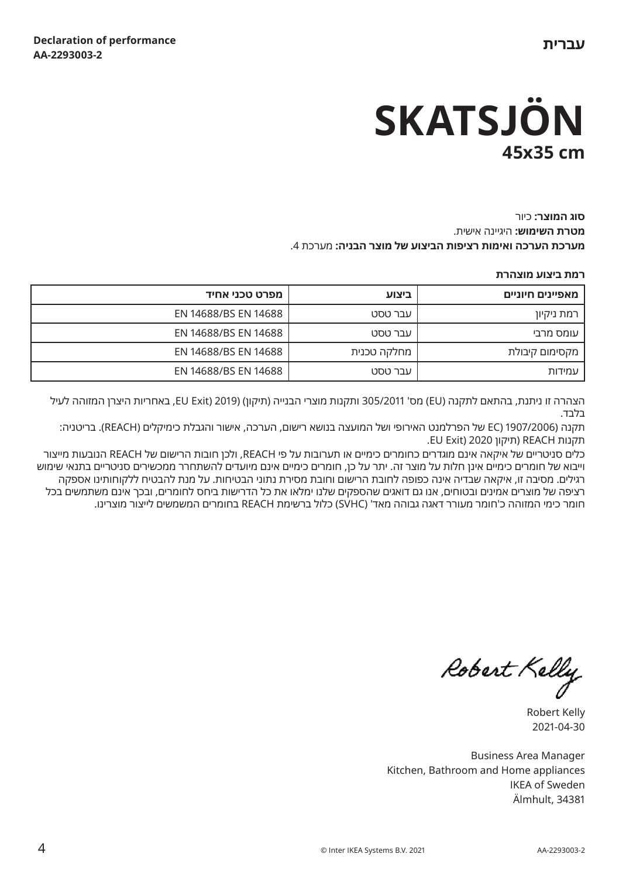**Declaration of performance**
**AA-2293003-2**

**עברית**

# SKATSJÖN

## 45x35 cm

**סוג המוצר:** כיור
**מטרת השימוש:** היגיינה אישית.
**מערכת הערכה ואימות רציפות הביצוע של מוצר הבניה:** מערכת 4.

**רמת ביצוע מוצהרת**

| מאפיינים חיוניים | ביצוע | מפרט טכני אחיד |
|---|---|---|
| רמת ניקיון | עבר טסט | EN 14688/BS EN 14688 |
| עומס מרבי | עבר טסט | EN 14688/BS EN 14688 |
| מקסימום קיבולת | מחלקה טכנית | EN 14688/BS EN 14688 |
| עמידות | עבר טסט | EN 14688/BS EN 14688 |

הצהרה זו ניתנת, בהתאם לתקנה (EU) מס' 305/2011 ותקנות מוצרי הבנייה (תיקון) (EU Exit) 2019, באחריות היצרן המזוהה לעיל בלבד.
תקנה (EC) 1907/2006 של הפרלמנט האירופי ושל המועצה בנושא רישום, הערכה, אישור והגבלת כימיקלים (REACH). בריטניה: תקנות REACH (תיקון EU Exit) 2020.
כלים סניטריים של איקאה אינם מוגדרים כחומרים כימיים או תערובות על פי REACH, ולכן חובות הרישום של REACH הנובעות מייצור וייבוא של חומרים כימיים אינן חלות על מוצר זה. יתר על כן, חומרים כימיים אינם מיועדים להשתחרר ממכשירים סניטריים בתנאי שימוש רגילים. מסיבה זו, איקאה שבדיה אינה כפופה לחובת הרישום וחובת מסירת נתוני הבטיחות. על מנת להבטיח ללקוחותינו אספקה רציפה של מוצרים אמינים ובטוחים, אנו גם דואגים שהספקים שלנו ימלאו את כל הדרישות ביחס לחומרים, ובכך אינם משתמשים בכל חומר כימי המזוהה כ'חומר מעורר דאגה גבוהה מאד' (SVHC) כלול ברשימת REACH בחומרים המשמשים לייצור מוצרינו.

Robert Kelly
2021-04-30

Business Area Manager
Kitchen, Bathroom and Home appliances
IKEA of Sweden
Älmhult, 34381

© Inter IKEA Systems B.V. 2021